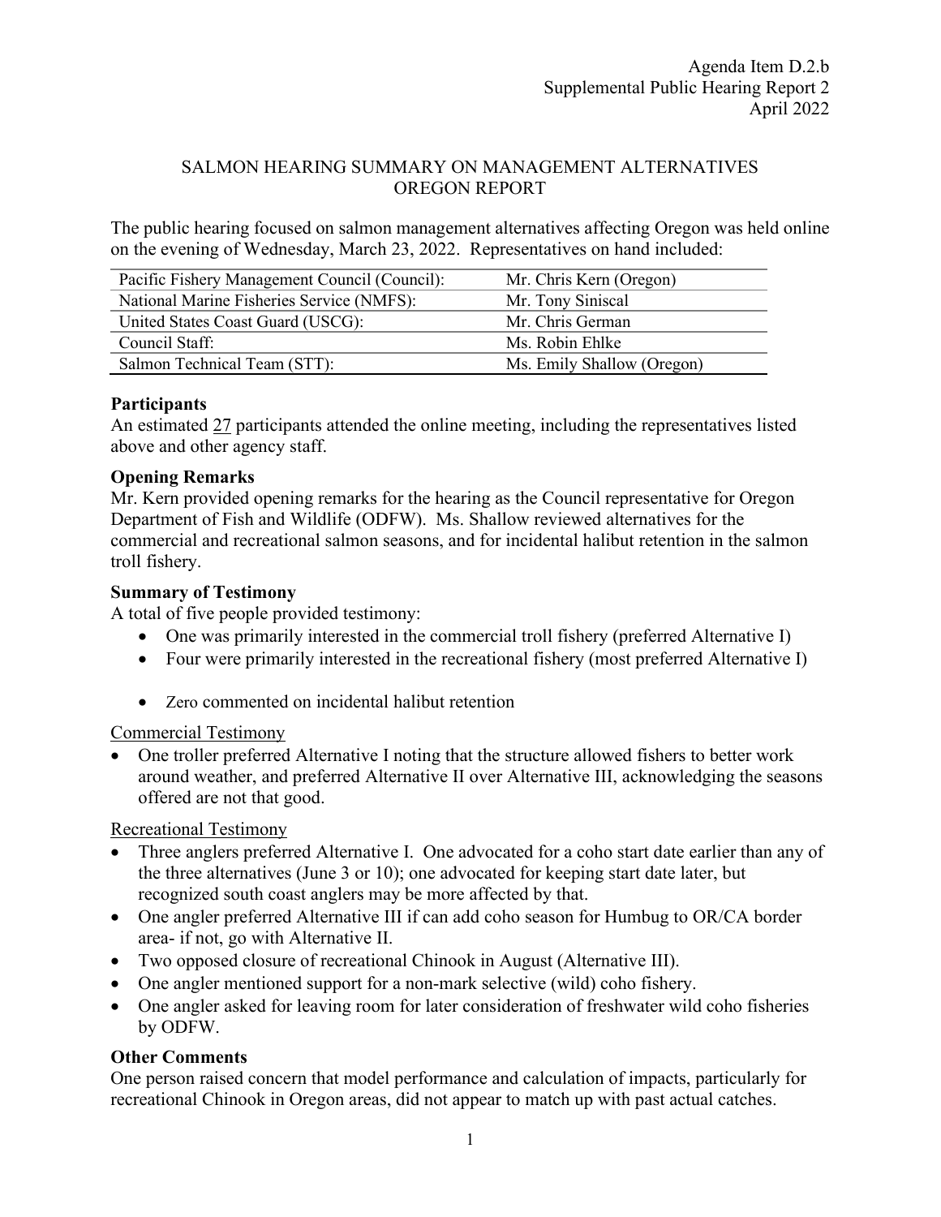Agenda Item D.2.b
Supplemental Public Hearing Report 2
April 2022

# SALMON HEARING SUMMARY ON MANAGEMENT ALTERNATIVES
# OREGON REPORT

The public hearing focused on salmon management alternatives affecting Oregon was held online on the evening of Wednesday, March 23, 2022. Representatives on hand included:

| | |
|---|---|
| Pacific Fishery Management Council (Council): | Mr. Chris Kern (Oregon) |
| National Marine Fisheries Service (NMFS): | Mr. Tony Siniscal |
| United States Coast Guard (USCG): | Mr. Chris German |
| Council Staff: | Ms. Robin Ehlke |
| Salmon Technical Team (STT): | Ms. Emily Shallow (Oregon) |

## Participants

An estimated 27 participants attended the online meeting, including the representatives listed above and other agency staff.

## Opening Remarks

Mr. Kern provided opening remarks for the hearing as the Council representative for Oregon Department of Fish and Wildlife (ODFW). Ms. Shallow reviewed alternatives for the commercial and recreational salmon seasons, and for incidental halibut retention in the salmon troll fishery.

## Summary of Testimony

A total of five people provided testimony:

- One was primarily interested in the commercial troll fishery (preferred Alternative I)
- Four were primarily interested in the recreational fishery (most preferred Alternative I)
- Zero commented on incidental halibut retention

Commercial Testimony

- One troller preferred Alternative I noting that the structure allowed fishers to better work around weather, and preferred Alternative II over Alternative III, acknowledging the seasons offered are not that good.

Recreational Testimony

- Three anglers preferred Alternative I. One advocated for a coho start date earlier than any of the three alternatives (June 3 or 10); one advocated for keeping start date later, but recognized south coast anglers may be more affected by that.
- One angler preferred Alternative III if can add coho season for Humbug to OR/CA border area- if not, go with Alternative II.
- Two opposed closure of recreational Chinook in August (Alternative III).
- One angler mentioned support for a non-mark selective (wild) coho fishery.
- One angler asked for leaving room for later consideration of freshwater wild coho fisheries by ODFW.

## Other Comments

One person raised concern that model performance and calculation of impacts, particularly for recreational Chinook in Oregon areas, did not appear to match up with past actual catches.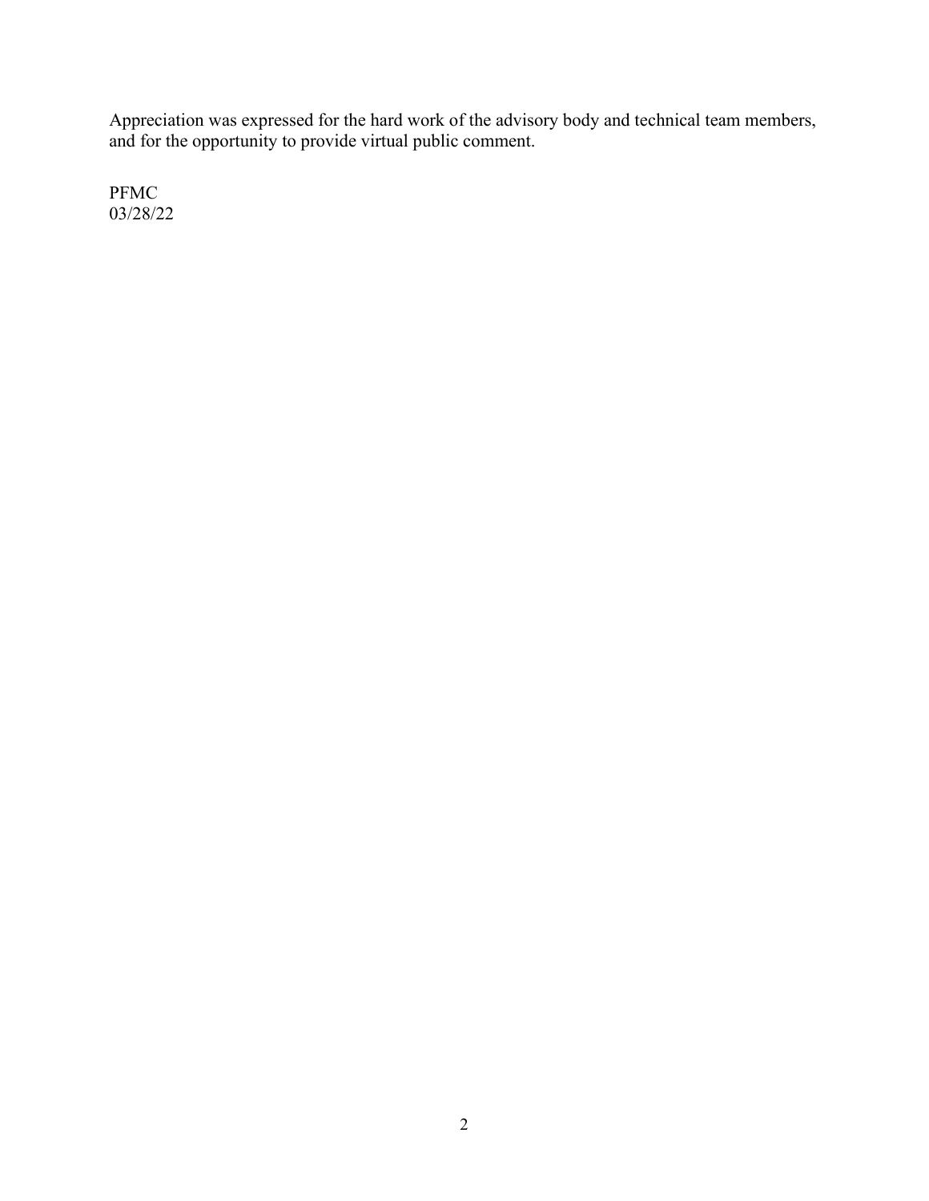Appreciation was expressed for the hard work of the advisory body and technical team members, and for the opportunity to provide virtual public comment.

PFMC
03/28/22